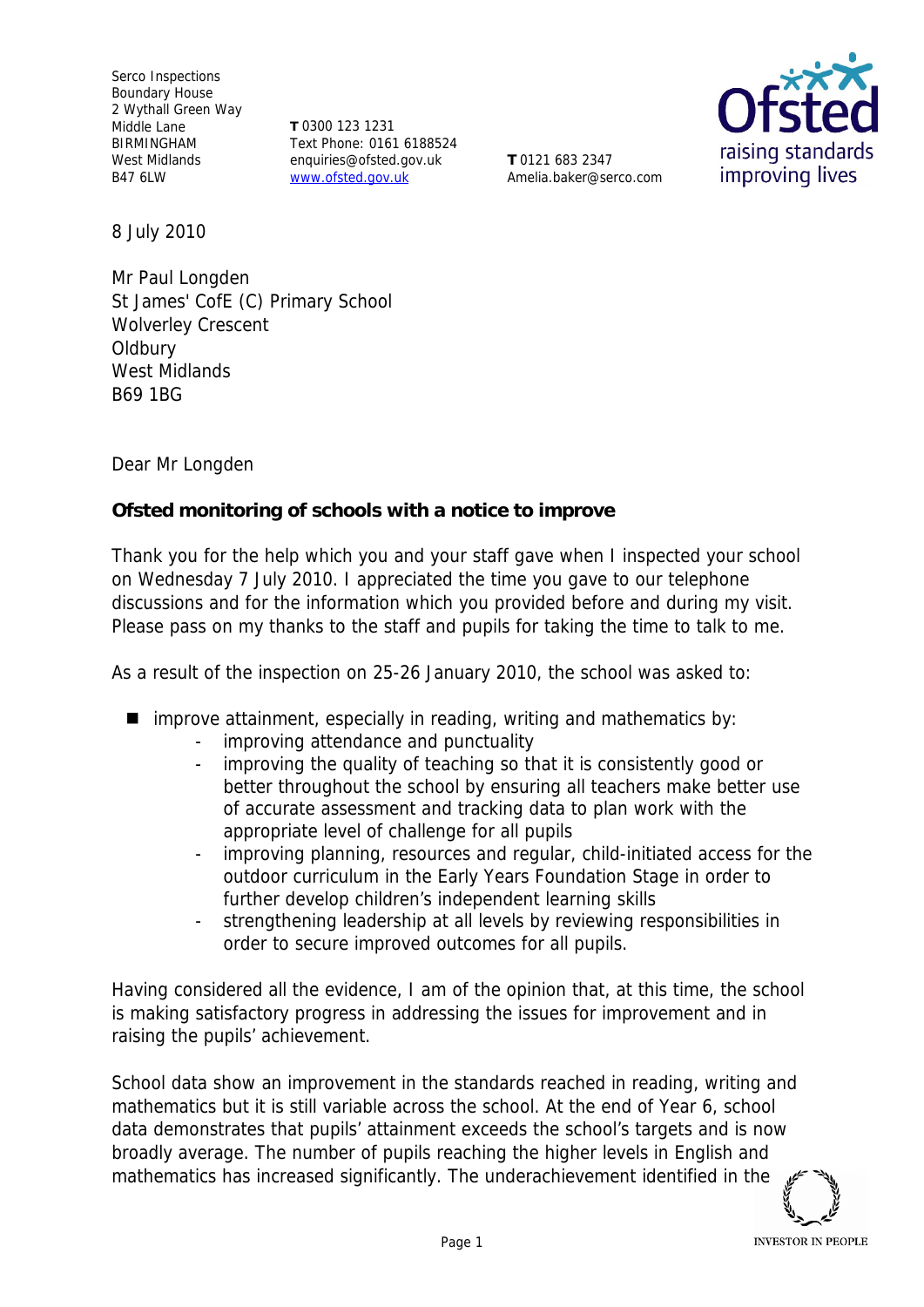Serco Inspections
Boundary House
2 Wythall Green Way
Middle Lane
BIRMINGHAM
West Midlands
B47 6LW

**T** 0300 123 1231
Text Phone: 0161 6188524
enquiries@ofsted.gov.uk
www.ofsted.gov.uk

**T** 0121 683 2347
Amelia.baker@serco.com

8 July 2010

Mr Paul Longden
St James' CofE (C) Primary School
Wolverley Crescent
Oldbury
West Midlands
B69 1BG

Dear Mr Longden

**Ofsted monitoring of schools with a notice to improve**

Thank you for the help which you and your staff gave when I inspected your school on Wednesday 7 July 2010. I appreciated the time you gave to our telephone discussions and for the information which you provided before and during my visit. Please pass on my thanks to the staff and pupils for taking the time to talk to me.

As a result of the inspection on 25-26 January 2010, the school was asked to:

- improve attainment, especially in reading, writing and mathematics by:
  - improving attendance and punctuality
  - improving the quality of teaching so that it is consistently good or better throughout the school by ensuring all teachers make better use of accurate assessment and tracking data to plan work with the appropriate level of challenge for all pupils
  - improving planning, resources and regular, child-initiated access for the outdoor curriculum in the Early Years Foundation Stage in order to further develop children's independent learning skills
  - strengthening leadership at all levels by reviewing responsibilities in order to secure improved outcomes for all pupils.

Having considered all the evidence, I am of the opinion that, at this time, the school is making satisfactory progress in addressing the issues for improvement and in raising the pupils' achievement.

School data show an improvement in the standards reached in reading, writing and mathematics but it is still variable across the school. At the end of Year 6, school data demonstrates that pupils' attainment exceeds the school's targets and is now broadly average. The number of pupils reaching the higher levels in English and mathematics has increased significantly. The underachievement identified in the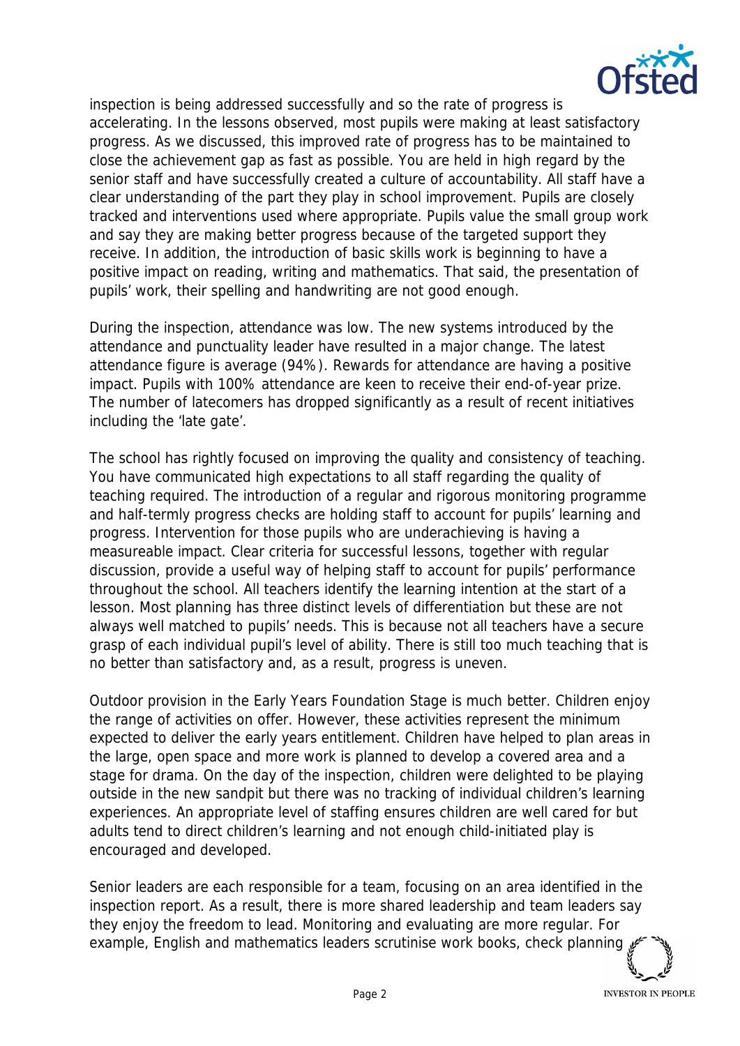inspection is being addressed successfully and so the rate of progress is accelerating. In the lessons observed, most pupils were making at least satisfactory progress. As we discussed, this improved rate of progress has to be maintained to close the achievement gap as fast as possible. You are held in high regard by the senior staff and have successfully created a culture of accountability. All staff have a clear understanding of the part they play in school improvement. Pupils are closely tracked and interventions used where appropriate. Pupils value the small group work and say they are making better progress because of the targeted support they receive. In addition, the introduction of basic skills work is beginning to have a positive impact on reading, writing and mathematics. That said, the presentation of pupils' work, their spelling and handwriting are not good enough.

During the inspection, attendance was low. The new systems introduced by the attendance and punctuality leader have resulted in a major change. The latest attendance figure is average (94%). Rewards for attendance are having a positive impact. Pupils with 100% attendance are keen to receive their end-of-year prize. The number of latecomers has dropped significantly as a result of recent initiatives including the 'late gate'.

The school has rightly focused on improving the quality and consistency of teaching. You have communicated high expectations to all staff regarding the quality of teaching required. The introduction of a regular and rigorous monitoring programme and half-termly progress checks are holding staff to account for pupils' learning and progress. Intervention for those pupils who are underachieving is having a measureable impact. Clear criteria for successful lessons, together with regular discussion, provide a useful way of helping staff to account for pupils' performance throughout the school. All teachers identify the learning intention at the start of a lesson. Most planning has three distinct levels of differentiation but these are not always well matched to pupils' needs. This is because not all teachers have a secure grasp of each individual pupil's level of ability. There is still too much teaching that is no better than satisfactory and, as a result, progress is uneven.

Outdoor provision in the Early Years Foundation Stage is much better. Children enjoy the range of activities on offer. However, these activities represent the minimum expected to deliver the early years entitlement. Children have helped to plan areas in the large, open space and more work is planned to develop a covered area and a stage for drama. On the day of the inspection, children were delighted to be playing outside in the new sandpit but there was no tracking of individual children's learning experiences. An appropriate level of staffing ensures children are well cared for but adults tend to direct children's learning and not enough child-initiated play is encouraged and developed.

Senior leaders are each responsible for a team, focusing on an area identified in the inspection report. As a result, there is more shared leadership and team leaders say they enjoy the freedom to lead. Monitoring and evaluating are more regular. For example, English and mathematics leaders scrutinise work books, check planning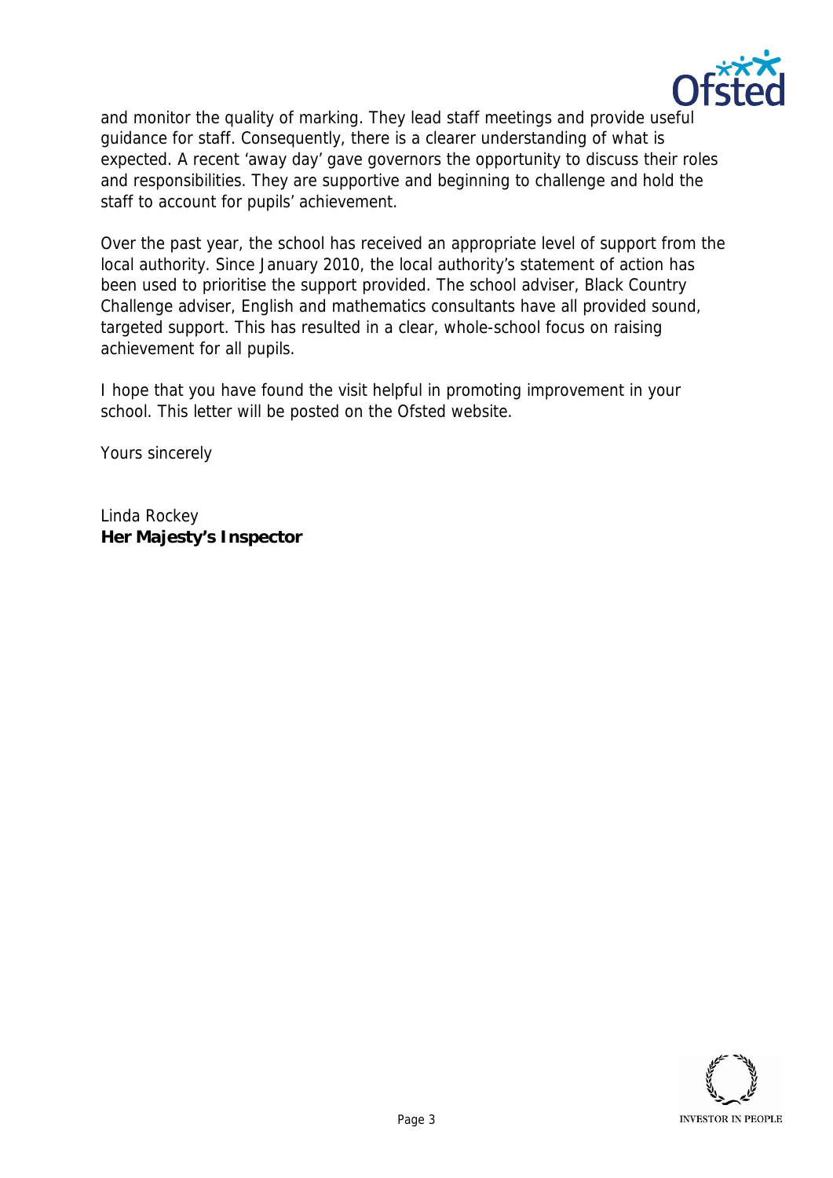and monitor the quality of marking. They lead staff meetings and provide useful guidance for staff. Consequently, there is a clearer understanding of what is expected. A recent 'away day' gave governors the opportunity to discuss their roles and responsibilities. They are supportive and beginning to challenge and hold the staff to account for pupils' achievement.

Over the past year, the school has received an appropriate level of support from the local authority. Since January 2010, the local authority's statement of action has been used to prioritise the support provided. The school adviser, Black Country Challenge adviser, English and mathematics consultants have all provided sound, targeted support. This has resulted in a clear, whole-school focus on raising achievement for all pupils.

I hope that you have found the visit helpful in promoting improvement in your school. This letter will be posted on the Ofsted website.

Yours sincerely

Linda Rockey
**Her Majesty's Inspector**